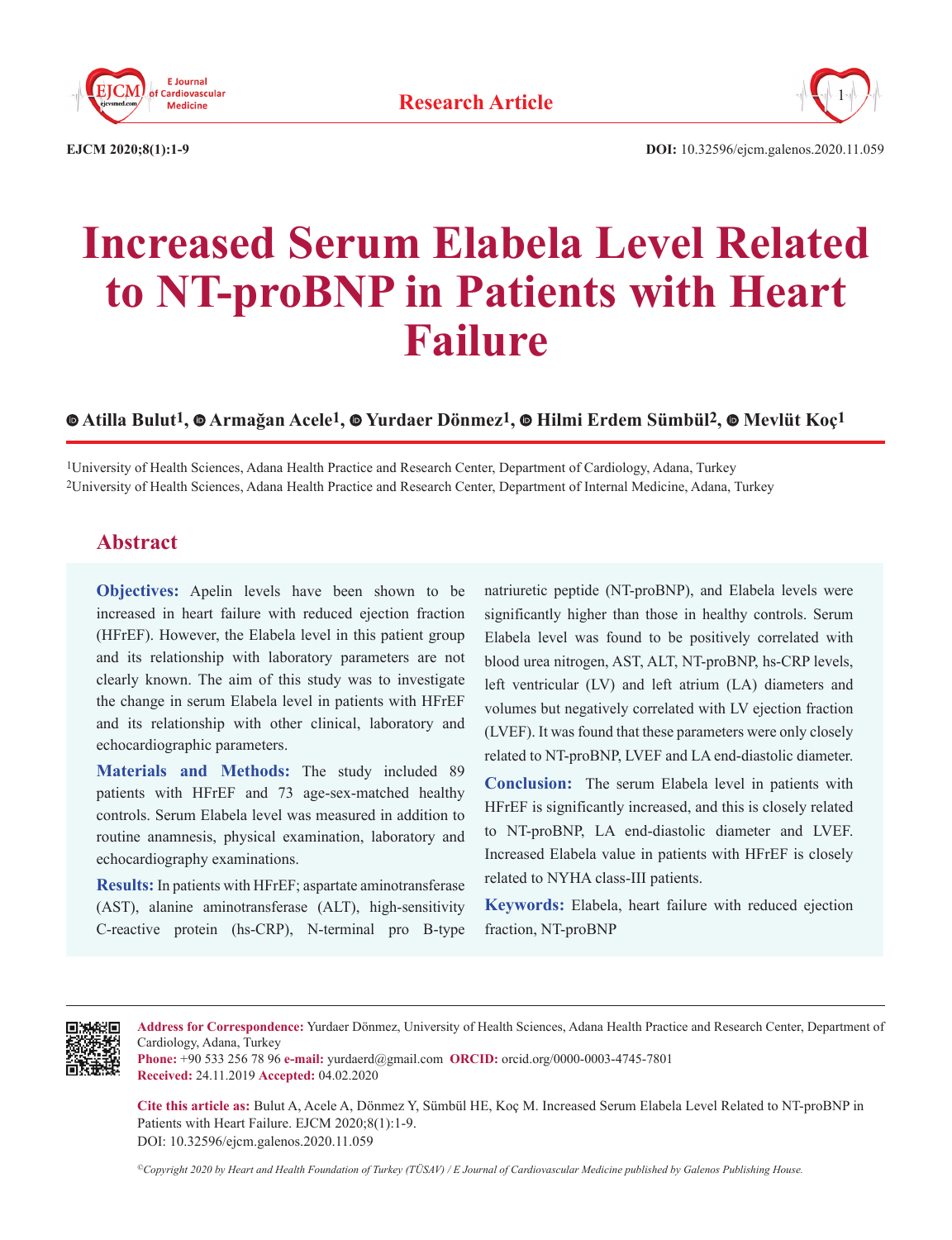Research Article

DOI: 10.32596/ejcm.galenos.2020.11.059

# Increased Serum Elabela Level Related to NT-proBNP in Patients with Heart Failure

**Atilla Bulut[1], Armağan Acele[1], Yurdaer Dönmez[1], Hilmi Erdem Sümbül[2], Mevlüt Koç[1]**

[1]University of Health Sciences, Adana Health Practice and Research Center, Department of Cardiology, Adana, Turkey
[2]University of Health Sciences, Adana Health Practice and Research Center, Department of Internal Medicine, Adana, Turkey

## Abstract

**Objectives:** Apelin levels have been shown to be increased in heart failure with reduced ejection fraction (HFrEF). However, the Elabela level in this patient group and its relationship with laboratory parameters are not clearly known. The aim of this study was to investigate the change in serum Elabela level in patients with HFrEF and its relationship with other clinical, laboratory and echocardiographic parameters.

**Materials and Methods:** The study included 89 patients with HFrEF and 73 age-sex-matched healthy controls. Serum Elabela level was measured in addition to routine anamnesis, physical examination, laboratory and echocardiography examinations.

**Results:** In patients with HFrEF; aspartate aminotransferase (AST), alanine aminotransferase (ALT), high-sensitivity C-reactive protein (hs-CRP), N-terminal pro B-type natriuretic peptide (NT-proBNP), and Elabela levels were significantly higher than those in healthy controls. Serum Elabela level was found to be positively correlated with blood urea nitrogen, AST, ALT, NT-proBNP, hs-CRP levels, left ventricular (LV) and left atrium (LA) diameters and volumes but negatively correlated with LV ejection fraction (LVEF). It was found that these parameters were only closely related to NT-proBNP, LVEF and LA end-diastolic diameter.

**Conclusion:** The serum Elabela level in patients with HFrEF is significantly increased, and this is closely related to NT-proBNP, LA end-diastolic diameter and LVEF. Increased Elabela value in patients with HFrEF is closely related to NYHA class-III patients.

**Keywords:** Elabela, heart failure with reduced ejection fraction, NT-proBNP

---

**Address for Correspondence:** Yurdaer Dönmez, University of Health Sciences, Adana Health Practice and Research Center, Department of Cardiology, Adana, Turkey
**Phone:** +90 533 256 78 96 **e-mail:** yurdaerd@gmail.com **ORCID:** orcid.org/0000-0003-4745-7801
**Received:** 24.11.2019 **Accepted:** 04.02.2020

**Cite this article as:** Bulut A, Acele A, Dönmez Y, Sümbül HE, Koç M. Increased Serum Elabela Level Related to NT-proBNP in Patients with Heart Failure. EJCM 2020;8(1):1-9.
DOI: 10.32596/ejcm.galenos.2020.11.059

*©Copyright 2020 by Heart and Health Foundation of Turkey (TÜSAV) / E Journal of Cardiovascular Medicine published by Galenos Publishing House.*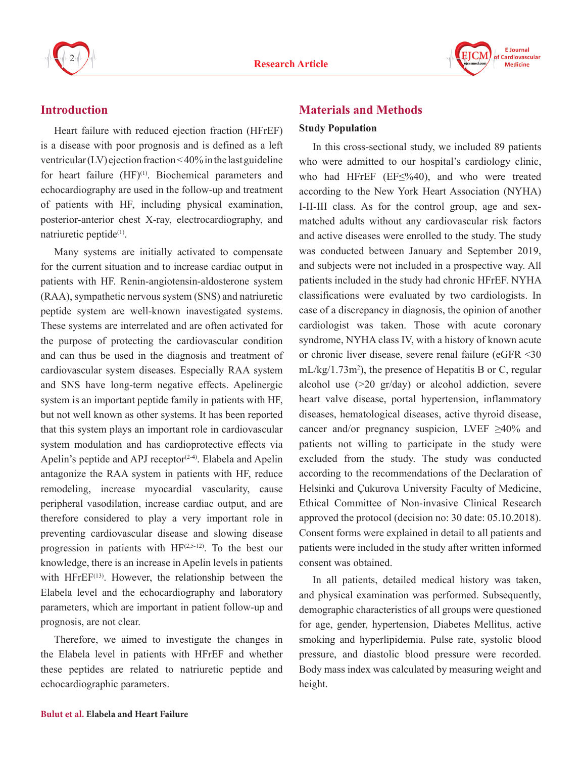## Introduction

Heart failure with reduced ejection fraction (HFrEF) is a disease with poor prognosis and is defined as a left ventricular (LV) ejection fraction < 40% in the last guideline for heart failure (HF)[1]. Biochemical parameters and echocardiography are used in the follow-up and treatment of patients with HF, including physical examination, posterior-anterior chest X-ray, electrocardiography, and natriuretic peptide[1].

Many systems are initially activated to compensate for the current situation and to increase cardiac output in patients with HF. Renin-angiotensin-aldosterone system (RAA), sympathetic nervous system (SNS) and natriuretic peptide system are well-known inavestigated systems. These systems are interrelated and are often activated for the purpose of protecting the cardiovascular condition and can thus be used in the diagnosis and treatment of cardiovascular system diseases. Especially RAA system and SNS have long-term negative effects. Apelinergic system is an important peptide family in patients with HF, but not well known as other systems. It has been reported that this system plays an important role in cardiovascular system modulation and has cardioprotective effects via Apelin's peptide and APJ receptor[2-4]. Elabela and Apelin antagonize the RAA system in patients with HF, reduce remodeling, increase myocardial vascularity, cause peripheral vasodilation, increase cardiac output, and are therefore considered to play a very important role in preventing cardiovascular disease and slowing disease progression in patients with HF[2,5-12]. To the best our knowledge, there is an increase in Apelin levels in patients with HFrEF[13]. However, the relationship between the Elabela level and the echocardiography and laboratory parameters, which are important in patient follow-up and prognosis, are not clear.

Therefore, we aimed to investigate the changes in the Elabela level in patients with HFrEF and whether these peptides are related to natriuretic peptide and echocardiographic parameters.

## Materials and Methods

### Study Population

In this cross-sectional study, we included 89 patients who were admitted to our hospital's cardiology clinic, who had HFrEF (EF≤%40), and who were treated according to the New York Heart Association (NYHA) I-II-III class. As for the control group, age and sex-matched adults without any cardiovascular risk factors and active diseases were enrolled to the study. The study was conducted between January and September 2019, and subjects were not included in a prospective way. All patients included in the study had chronic HFrEF. NYHA classifications were evaluated by two cardiologists. In case of a discrepancy in diagnosis, the opinion of another cardiologist was taken. Those with acute coronary syndrome, NYHA class IV, with a history of known acute or chronic liver disease, severe renal failure (eGFR <30 mL/kg/1.73m$^2$), the presence of Hepatitis B or C, regular alcohol use (>20 gr/day) or alcohol addiction, severe heart valve disease, portal hypertension, inflammatory diseases, hematological diseases, active thyroid disease, cancer and/or pregnancy suspicion, LVEF ≥40% and patients not willing to participate in the study were excluded from the study. The study was conducted according to the recommendations of the Declaration of Helsinki and Çukurova University Faculty of Medicine, Ethical Committee of Non-invasive Clinical Research approved the protocol (decision no: 30 date: 05.10.2018). Consent forms were explained in detail to all patients and patients were included in the study after written informed consent was obtained.

In all patients, detailed medical history was taken, and physical examination was performed. Subsequently, demographic characteristics of all groups were questioned for age, gender, hypertension, Diabetes Mellitus, active smoking and hyperlipidemia. Pulse rate, systolic blood pressure, and diastolic blood pressure were recorded. Body mass index was calculated by measuring weight and height.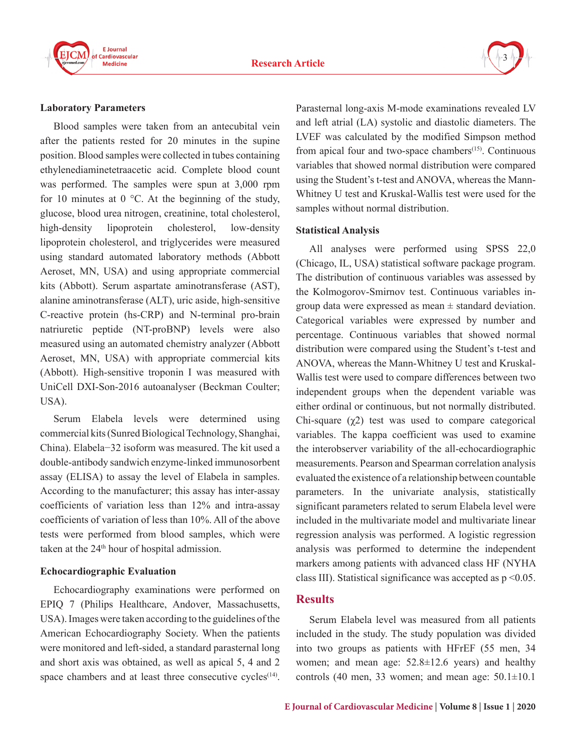### Laboratory Parameters

Blood samples were taken from an antecubital vein after the patients rested for 20 minutes in the supine position. Blood samples were collected in tubes containing ethylenediaminetetraacetic acid. Complete blood count was performed. The samples were spun at 3,000 rpm for 10 minutes at 0 °C. At the beginning of the study, glucose, blood urea nitrogen, creatinine, total cholesterol, high-density lipoprotein cholesterol, low-density lipoprotein cholesterol, and triglycerides were measured using standard automated laboratory methods (Abbott Aeroset, MN, USA) and using appropriate commercial kits (Abbott). Serum aspartate aminotransferase (AST), alanine aminotransferase (ALT), uric aside, high-sensitive C-reactive protein (hs-CRP) and N-terminal pro-brain natriuretic peptide (NT-proBNP) levels were also measured using an automated chemistry analyzer (Abbott Aeroset, MN, USA) with appropriate commercial kits (Abbott). High-sensitive troponin I was measured with UniCell DXI-Son-2016 autoanalyser (Beckman Coulter; USA).

Serum Elabela levels were determined using commercial kits (Sunred Biological Technology, Shanghai, China). Elabela−32 isoform was measured. The kit used a double-antibody sandwich enzyme-linked immunosorbent assay (ELISA) to assay the level of Elabela in samples. According to the manufacturer; this assay has inter-assay coefficients of variation less than 12% and intra-assay coefficients of variation of less than 10%. All of the above tests were performed from blood samples, which were taken at the 24th hour of hospital admission.

### Echocardiographic Evaluation

Echocardiography examinations were performed on EPIQ 7 (Philips Healthcare, Andover, Massachusetts, USA). Images were taken according to the guidelines of the American Echocardiography Society. When the patients were monitored and left-sided, a standard parasternal long and short axis was obtained, as well as apical 5, 4 and 2 space chambers and at least three consecutive cycles[14]. Parasternal long-axis M-mode examinations revealed LV and left atrial (LA) systolic and diastolic diameters. The LVEF was calculated by the modified Simpson method from apical four and two-space chambers[15]. Continuous variables that showed normal distribution were compared using the Student's t-test and ANOVA, whereas the Mann-Whitney U test and Kruskal-Wallis test were used for the samples without normal distribution.

### Statistical Analysis

All analyses were performed using SPSS 22,0 (Chicago, IL, USA) statistical software package program. The distribution of continuous variables was assessed by the Kolmogorov-Smirnov test. Continuous variables in-group data were expressed as mean ± standard deviation. Categorical variables were expressed by number and percentage. Continuous variables that showed normal distribution were compared using the Student's t-test and ANOVA, whereas the Mann-Whitney U test and Kruskal-Wallis test were used to compare differences between two independent groups when the dependent variable was either ordinal or continuous, but not normally distributed. Chi-square ($\chi 2$) test was used to compare categorical variables. The kappa coefficient was used to examine the interobserver variability of the all-echocardiographic measurements. Pearson and Spearman correlation analysis evaluated the existence of a relationship between countable parameters. In the univariate analysis, statistically significant parameters related to serum Elabela level were included in the multivariate model and multivariate linear regression analysis was performed. A logistic regression analysis was performed to determine the independent markers among patients with advanced class HF (NYHA class III). Statistical significance was accepted as $p < 0.05$.

## Results

Serum Elabela level was measured from all patients included in the study. The study population was divided into two groups as patients with HFrEF (55 men, 34 women; and mean age: 52.8±12.6 years) and healthy controls (40 men, 33 women; and mean age: 50.1±10.1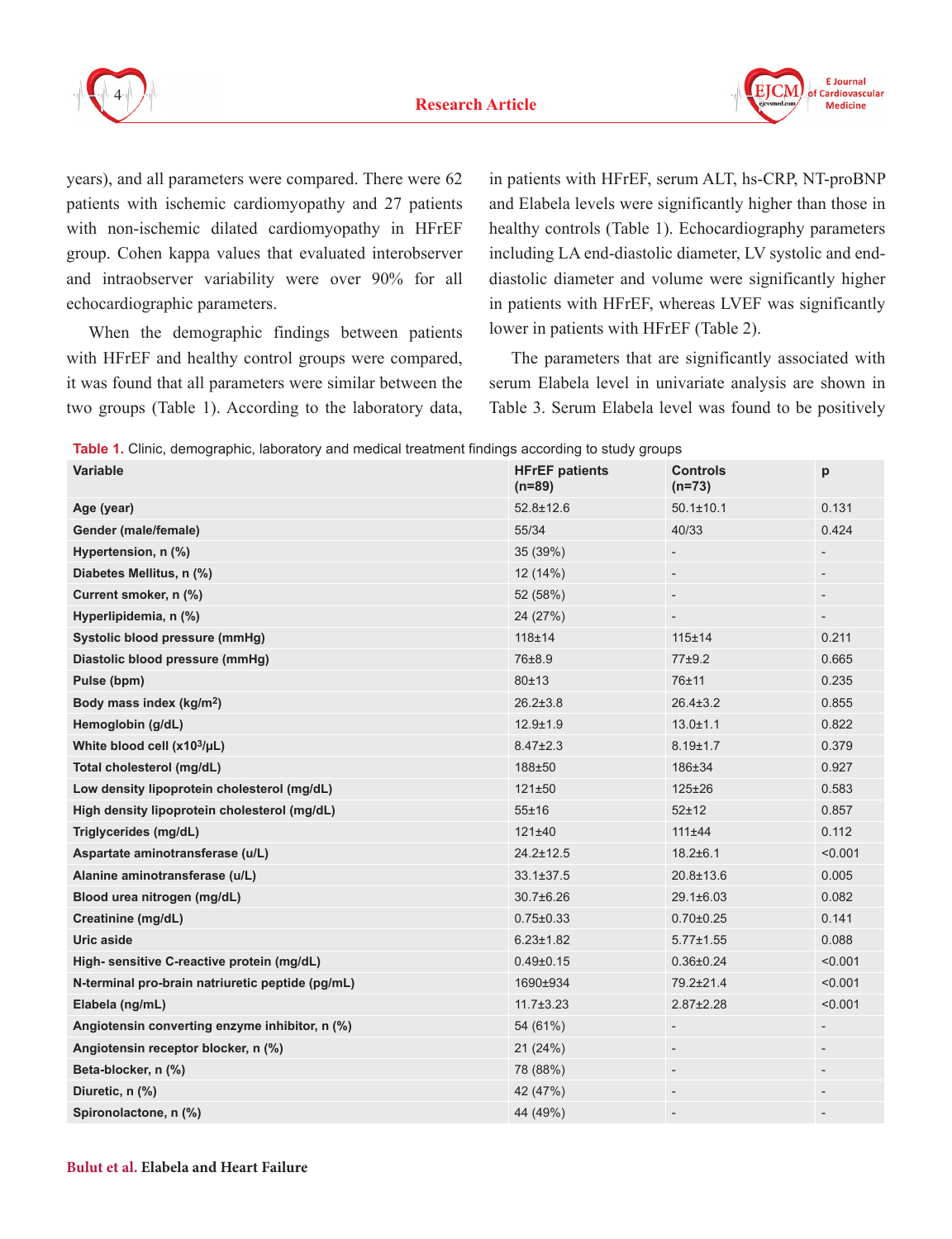years), and all parameters were compared. There were 62 patients with ischemic cardiomyopathy and 27 patients with non-ischemic dilated cardiomyopathy in HFrEF group. Cohen kappa values that evaluated interobserver and intraobserver variability were over 90% for all echocardiographic parameters.

When the demographic findings between patients with HFrEF and healthy control groups were compared, it was found that all parameters were similar between the two groups (Table 1). According to the laboratory data, in patients with HFrEF, serum ALT, hs-CRP, NT-proBNP and Elabela levels were significantly higher than those in healthy controls (Table 1). Echocardiography parameters including LA end-diastolic diameter, LV systolic and end-diastolic diameter and volume were significantly higher in patients with HFrEF, whereas LVEF was significantly lower in patients with HFrEF (Table 2).

The parameters that are significantly associated with serum Elabela level in univariate analysis are shown in Table 3. Serum Elabela level was found to be positively

**Table 1.** Clinic, demographic, laboratory and medical treatment findings according to study groups

| Variable | HFrEF patients (n=89) | Controls (n=73) | p |
|---|---|---|---|
| Age (year) | 52.8±12.6 | 50.1±10.1 | 0.131 |
| Gender (male/female) | 55/34 | 40/33 | 0.424 |
| Hypertension, n (%) | 35 (39%) | - | - |
| Diabetes Mellitus, n (%) | 12 (14%) | - | - |
| Current smoker, n (%) | 52 (58%) | - | - |
| Hyperlipidemia, n (%) | 24 (27%) | - | - |
| Systolic blood pressure (mmHg) | 118±14 | 115±14 | 0.211 |
| Diastolic blood pressure (mmHg) | 76±8.9 | 77±9.2 | 0.665 |
| Pulse (bpm) | 80±13 | 76±11 | 0.235 |
| Body mass index (kg/m$^2$) | 26.2±3.8 | 26.4±3.2 | 0.855 |
| Hemoglobin (g/dL) | 12.9±1.9 | 13.0±1.1 | 0.822 |
| White blood cell (x10$^3$/µL) | 8.47±2.3 | 8.19±1.7 | 0.379 |
| Total cholesterol (mg/dL) | 188±50 | 186±34 | 0.927 |
| Low density lipoprotein cholesterol (mg/dL) | 121±50 | 125±26 | 0.583 |
| High density lipoprotein cholesterol (mg/dL) | 55±16 | 52±12 | 0.857 |
| Triglycerides (mg/dL) | 121±40 | 111±44 | 0.112 |
| Aspartate aminotransferase (u/L) | 24.2±12.5 | 18.2±6.1 | <0.001 |
| Alanine aminotransferase (u/L) | 33.1±37.5 | 20.8±13.6 | 0.005 |
| Blood urea nitrogen (mg/dL) | 30.7±6.26 | 29.1±6.03 | 0.082 |
| Creatinine (mg/dL) | 0.75±0.33 | 0.70±0.25 | 0.141 |
| Uric aside | 6.23±1.82 | 5.77±1.55 | 0.088 |
| High- sensitive C-reactive protein (mg/dL) | 0.49±0.15 | 0.36±0.24 | <0.001 |
| N-terminal pro-brain natriuretic peptide (pg/mL) | 1690±934 | 79.2±21.4 | <0.001 |
| Elabela (ng/mL) | 11.7±3.23 | 2.87±2.28 | <0.001 |
| Angiotensin converting enzyme inhibitor, n (%) | 54 (61%) | - | - |
| Angiotensin receptor blocker, n (%) | 21 (24%) | - | - |
| Beta-blocker, n (%) | 78 (88%) | - | - |
| Diuretic, n (%) | 42 (47%) | - | - |
| Spironolactone, n (%) | 44 (49%) | - | - |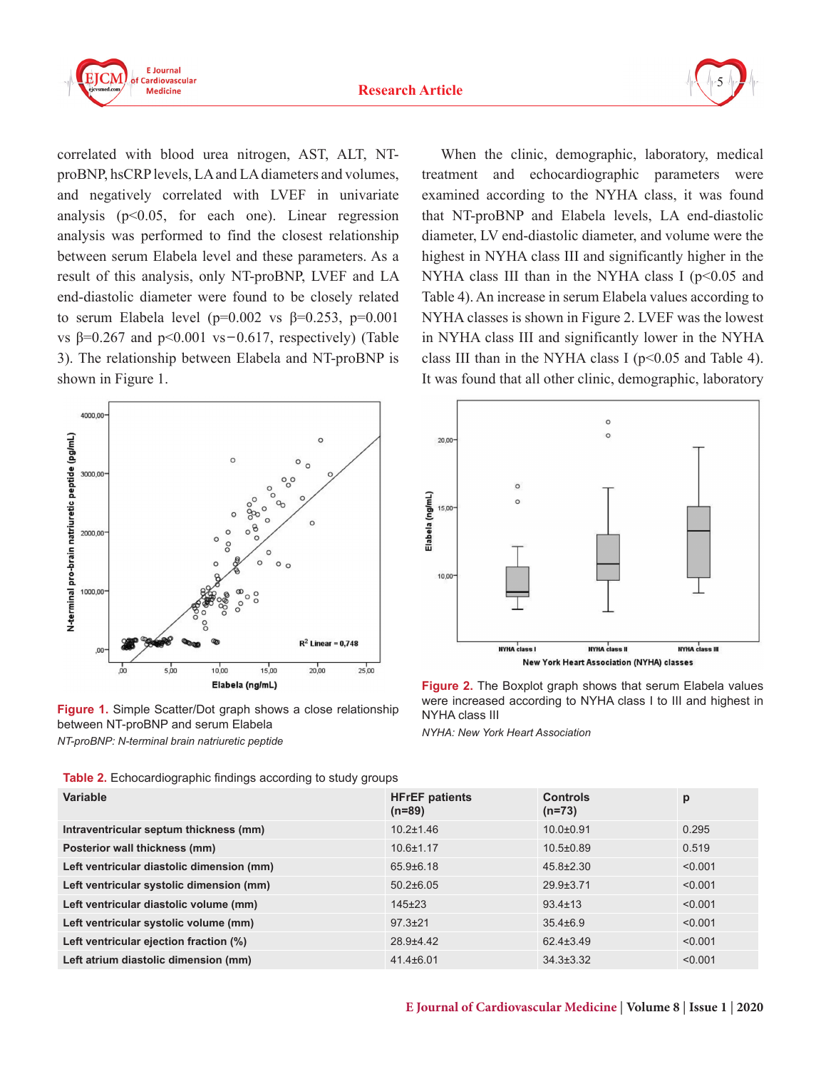correlated with blood urea nitrogen, AST, ALT, NT-proBNP, hsCRP levels, LA and LA diameters and volumes, and negatively correlated with LVEF in univariate analysis ($p<0.05$, for each one). Linear regression analysis was performed to find the closest relationship between serum Elabela level and these parameters. As a result of this analysis, only NT-proBNP, LVEF and LA end-diastolic diameter were found to be closely related to serum Elabela level ($p=0.002$ vs $\beta=0.253$, $p=0.001$ vs $\beta=0.267$ and $p<0.001$ vs $-0.617$, respectively) (Table 3). The relationship between Elabela and NT-proBNP is shown in Figure 1.

When the clinic, demographic, laboratory, medical treatment and echocardiographic parameters were examined according to the NYHA class, it was found that NT-proBNP and Elabela levels, LA end-diastolic diameter, LV end-diastolic diameter, and volume were the highest in NYHA class III and significantly higher in the NYHA class III than in the NYHA class I ($p<0.05$ and Table 4). An increase in serum Elabela values according to NYHA classes is shown in Figure 2. LVEF was the lowest in NYHA class III and significantly lower in the NYHA class III than in the NYHA class I ($p<0.05$ and Table 4). It was found that all other clinic, demographic, laboratory

**Figure 1.** Simple Scatter/Dot graph shows a close relationship between NT-proBNP and serum Elabela

*NT-proBNP: N-terminal brain natriuretic peptide*

**Figure 2.** The Boxplot graph shows that serum Elabela values were increased according to NYHA class I to III and highest in NYHA class III

*NYHA: New York Heart Association*

**Table 2.** Echocardiographic findings according to study groups

| Variable | HFrEF patients (n=89) | Controls (n=73) | p |
|---|---|---|---|
| Intraventricular septum thickness (mm) | 10.2±1.46 | 10.0±0.91 | 0.295 |
| Posterior wall thickness (mm) | 10.6±1.17 | 10.5±0.89 | 0.519 |
| Left ventricular diastolic dimension (mm) | 65.9±6.18 | 45.8±2.30 | <0.001 |
| Left ventricular systolic dimension (mm) | 50.2±6.05 | 29.9±3.71 | <0.001 |
| Left ventricular diastolic volume (mm) | 145±23 | 93.4±13 | <0.001 |
| Left ventricular systolic volume (mm) | 97.3±21 | 35.4±6.9 | <0.001 |
| Left ventricular ejection fraction (%) | 28.9±4.42 | 62.4±3.49 | <0.001 |
| Left atrium diastolic dimension (mm) | 41.4±6.01 | 34.3±3.32 | <0.001 |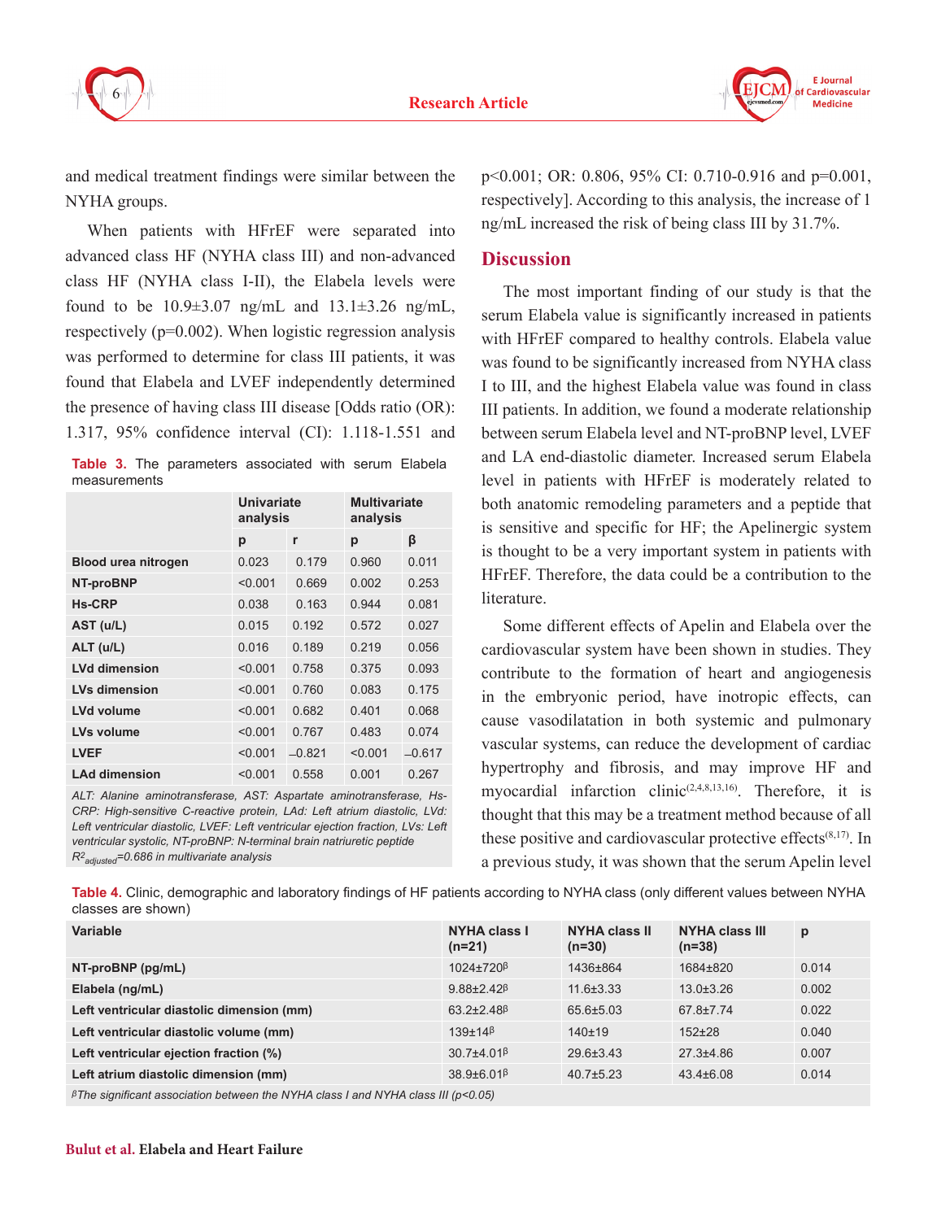and medical treatment findings were similar between the NYHA groups.

When patients with HFrEF were separated into advanced class HF (NYHA class III) and non-advanced class HF (NYHA class I-II), the Elabela levels were found to be 10.9±3.07 ng/mL and 13.1±3.26 ng/mL, respectively (p=0.002). When logistic regression analysis was performed to determine for class III patients, it was found that Elabela and LVEF independently determined the presence of having class III disease [Odds ratio (OR): 1.317, 95% confidence interval (CI): 1.118-1.551 and p<0.001; OR: 0.806, 95% CI: 0.710-0.916 and p=0.001, respectively]. According to this analysis, the increase of 1 ng/mL increased the risk of being class III by 31.7%.

**Table 3.** The parameters associated with serum Elabela measurements

| | Univariate analysis | | Multivariate analysis | |
|---|---|---|---|---|
| | p | r | p | β |
| **Blood urea nitrogen** | 0.023 | 0.179 | 0.960 | 0.011 |
| **NT-proBNP** | <0.001 | 0.669 | 0.002 | 0.253 |
| **Hs-CRP** | 0.038 | 0.163 | 0.944 | 0.081 |
| **AST (u/L)** | 0.015 | 0.192 | 0.572 | 0.027 |
| **ALT (u/L)** | 0.016 | 0.189 | 0.219 | 0.056 |
| **LVd dimension** | <0.001 | 0.758 | 0.375 | 0.093 |
| **LVs dimension** | <0.001 | 0.760 | 0.083 | 0.175 |
| **LVd volume** | <0.001 | 0.682 | 0.401 | 0.068 |
| **LVs volume** | <0.001 | 0.767 | 0.483 | 0.074 |
| **LVEF** | <0.001 | –0.821 | <0.001 | –0.617 |
| **LAd dimension** | <0.001 | 0.558 | 0.001 | 0.267 |

*ALT: Alanine aminotransferase, AST: Aspartate aminotransferase, Hs-CRP: High-sensitive C-reactive protein, LAd: Left atrium diastolic, LVd: Left ventricular diastolic, LVEF: Left ventricular ejection fraction, LVs: Left ventricular systolic, NT-proBNP: N-terminal brain natriuretic peptide*
*$R^2_{adjusted}$=0.686 in multivariate analysis*

## Discussion

The most important finding of our study is that the serum Elabela value is significantly increased in patients with HFrEF compared to healthy controls. Elabela value was found to be significantly increased from NYHA class I to III, and the highest Elabela value was found in class III patients. In addition, we found a moderate relationship between serum Elabela level and NT-proBNP level, LVEF and LA end-diastolic diameter. Increased serum Elabela level in patients with HFrEF is moderately related to both anatomic remodeling parameters and a peptide that is sensitive and specific for HF; the Apelinergic system is thought to be a very important system in patients with HFrEF. Therefore, the data could be a contribution to the literature.

Some different effects of Apelin and Elabela over the cardiovascular system have been shown in studies. They contribute to the formation of heart and angiogenesis in the embryonic period, have inotropic effects, can cause vasodilatation in both systemic and pulmonary vascular systems, can reduce the development of cardiac hypertrophy and fibrosis, and may improve HF and myocardial infarction clinic[2,4,8,13,16]. Therefore, it is thought that this may be a treatment method because of all these positive and cardiovascular protective effects[8,17]. In a previous study, it was shown that the serum Apelin level

**Table 4.** Clinic, demographic and laboratory findings of HF patients according to NYHA class (only different values between NYHA classes are shown)

| Variable | NYHA class I (n=21) | NYHA class II (n=30) | NYHA class III (n=38) | p |
|---|---|---|---|---|
| **NT-proBNP (pg/mL)** | 1024±720ᵝ | 1436±864 | 1684±820 | 0.014 |
| **Elabela (ng/mL)** | 9.88±2.42ᵝ | 11.6±3.33 | 13.0±3.26 | 0.002 |
| **Left ventricular diastolic dimension (mm)** | 63.2±2.48ᵝ | 65.6±5.03 | 67.8±7.74 | 0.022 |
| **Left ventricular diastolic volume (mm)** | 139±14ᵝ | 140±19 | 152±28 | 0.040 |
| **Left ventricular ejection fraction (%)** | 30.7±4.01ᵝ | 29.6±3.43 | 27.3±4.86 | 0.007 |
| **Left atrium diastolic dimension (mm)** | 38.9±6.01ᵝ | 40.7±5.23 | 43.4±6.08 | 0.014 |

*ᵝThe significant association between the NYHA class I and NYHA class III (p<0.05)*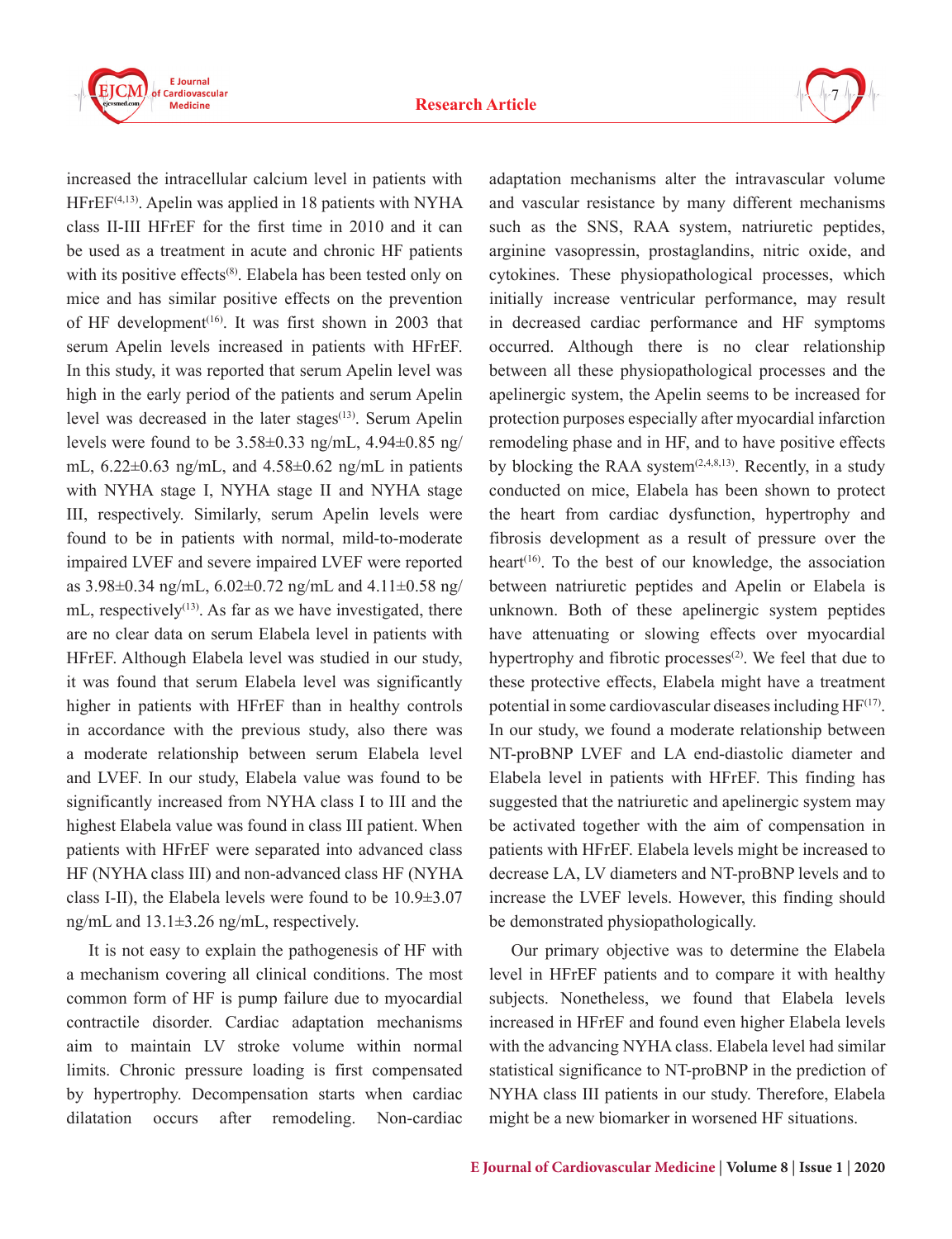increased the intracellular calcium level in patients with HFrEF[4,13]. Apelin was applied in 18 patients with NYHA class II-III HFrEF for the first time in 2010 and it can be used as a treatment in acute and chronic HF patients with its positive effects[8]. Elabela has been tested only on mice and has similar positive effects on the prevention of HF development[16]. It was first shown in 2003 that serum Apelin levels increased in patients with HFrEF. In this study, it was reported that serum Apelin level was high in the early period of the patients and serum Apelin level was decreased in the later stages[13]. Serum Apelin levels were found to be 3.58±0.33 ng/mL, 4.94±0.85 ng/mL, 6.22±0.63 ng/mL, and 4.58±0.62 ng/mL in patients with NYHA stage I, NYHA stage II and NYHA stage III, respectively. Similarly, serum Apelin levels were found to be in patients with normal, mild-to-moderate impaired LVEF and severe impaired LVEF were reported as 3.98±0.34 ng/mL, 6.02±0.72 ng/mL and 4.11±0.58 ng/mL, respectively[13]. As far as we have investigated, there are no clear data on serum Elabela level in patients with HFrEF. Although Elabela level was studied in our study, it was found that serum Elabela level was significantly higher in patients with HFrEF than in healthy controls in accordance with the previous study, also there was a moderate relationship between serum Elabela level and LVEF. In our study, Elabela value was found to be significantly increased from NYHA class I to III and the highest Elabela value was found in class III patient. When patients with HFrEF were separated into advanced class HF (NYHA class III) and non-advanced class HF (NYHA class I-II), the Elabela levels were found to be 10.9±3.07 ng/mL and 13.1±3.26 ng/mL, respectively.

It is not easy to explain the pathogenesis of HF with a mechanism covering all clinical conditions. The most common form of HF is pump failure due to myocardial contractile disorder. Cardiac adaptation mechanisms aim to maintain LV stroke volume within normal limits. Chronic pressure loading is first compensated by hypertrophy. Decompensation starts when cardiac dilatation occurs after remodeling. Non-cardiac adaptation mechanisms alter the intravascular volume and vascular resistance by many different mechanisms such as the SNS, RAA system, natriuretic peptides, arginine vasopressin, prostaglandins, nitric oxide, and cytokines. These physiopathological processes, which initially increase ventricular performance, may result in decreased cardiac performance and HF symptoms occurred. Although there is no clear relationship between all these physiopathological processes and the apelinergic system, the Apelin seems to be increased for protection purposes especially after myocardial infarction remodeling phase and in HF, and to have positive effects by blocking the RAA system[2,4,8,13]. Recently, in a study conducted on mice, Elabela has been shown to protect the heart from cardiac dysfunction, hypertrophy and fibrosis development as a result of pressure over the heart[16]. To the best of our knowledge, the association between natriuretic peptides and Apelin or Elabela is unknown. Both of these apelinergic system peptides have attenuating or slowing effects over myocardial hypertrophy and fibrotic processes[2]. We feel that due to these protective effects, Elabela might have a treatment potential in some cardiovascular diseases including HF[17]. In our study, we found a moderate relationship between NT-proBNP LVEF and LA end-diastolic diameter and Elabela level in patients with HFrEF. This finding has suggested that the natriuretic and apelinergic system may be activated together with the aim of compensation in patients with HFrEF. Elabela levels might be increased to decrease LA, LV diameters and NT-proBNP levels and to increase the LVEF levels. However, this finding should be demonstrated physiopathologically.

Our primary objective was to determine the Elabela level in HFrEF patients and to compare it with healthy subjects. Nonetheless, we found that Elabela levels increased in HFrEF and found even higher Elabela levels with the advancing NYHA class. Elabela level had similar statistical significance to NT-proBNP in the prediction of NYHA class III patients in our study. Therefore, Elabela might be a new biomarker in worsened HF situations.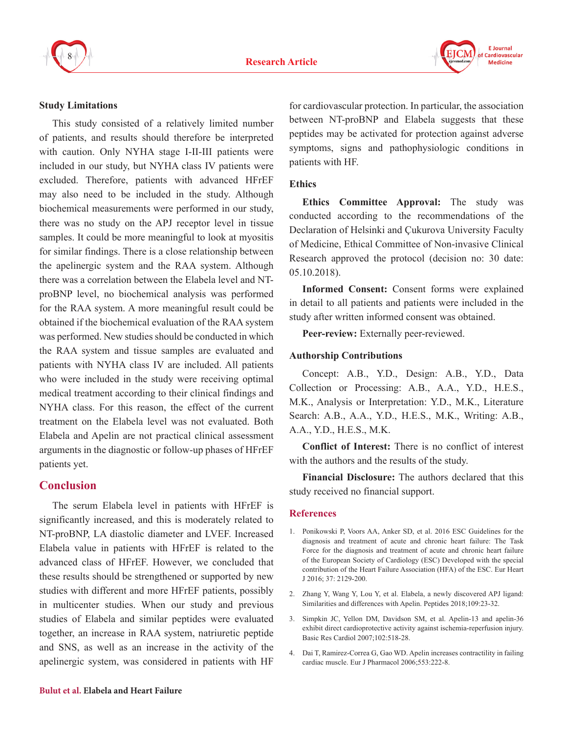### Study Limitations

This study consisted of a relatively limited number of patients, and results should therefore be interpreted with caution. Only NYHA stage I-II-III patients were included in our study, but NYHA class IV patients were excluded. Therefore, patients with advanced HFrEF may also need to be included in the study. Although biochemical measurements were performed in our study, there was no study on the APJ receptor level in tissue samples. It could be more meaningful to look at myositis for similar findings. There is a close relationship between the apelinergic system and the RAA system. Although there was a correlation between the Elabela level and NT-proBNP level, no biochemical analysis was performed for the RAA system. A more meaningful result could be obtained if the biochemical evaluation of the RAA system was performed. New studies should be conducted in which the RAA system and tissue samples are evaluated and patients with NYHA class IV are included. All patients who were included in the study were receiving optimal medical treatment according to their clinical findings and NYHA class. For this reason, the effect of the current treatment on the Elabela level was not evaluated. Both Elabela and Apelin are not practical clinical assessment arguments in the diagnostic or follow-up phases of HFrEF patients yet.

## Conclusion

The serum Elabela level in patients with HFrEF is significantly increased, and this is moderately related to NT-proBNP, LA diastolic diameter and LVEF. Increased Elabela value in patients with HFrEF is related to the advanced class of HFrEF. However, we concluded that these results should be strengthened or supported by new studies with different and more HFrEF patients, possibly in multicenter studies. When our study and previous studies of Elabela and similar peptides were evaluated together, an increase in RAA system, natriuretic peptide and SNS, as well as an increase in the activity of the apelinergic system, was considered in patients with HF for cardiovascular protection. In particular, the association between NT-proBNP and Elabela suggests that these peptides may be activated for protection against adverse symptoms, signs and pathophysiologic conditions in patients with HF.

### Ethics

**Ethics Committee Approval:** The study was conducted according to the recommendations of the Declaration of Helsinki and Çukurova University Faculty of Medicine, Ethical Committee of Non-invasive Clinical Research approved the protocol (decision no: 30 date: 05.10.2018).

**Informed Consent:** Consent forms were explained in detail to all patients and patients were included in the study after written informed consent was obtained.

**Peer-review:** Externally peer-reviewed.

### Authorship Contributions

Concept: A.B., Y.D., Design: A.B., Y.D., Data Collection or Processing: A.B., A.A., Y.D., H.E.S., M.K., Analysis or Interpretation: Y.D., M.K., Literature Search: A.B., A.A., Y.D., H.E.S., M.K., Writing: A.B., A.A., Y.D., H.E.S., M.K.

**Conflict of Interest:** There is no conflict of interest with the authors and the results of the study.

**Financial Disclosure:** The authors declared that this study received no financial support.

## References

1. Ponikowski P, Voors AA, Anker SD, et al. 2016 ESC Guidelines for the diagnosis and treatment of acute and chronic heart failure: The Task Force for the diagnosis and treatment of acute and chronic heart failure of the European Society of Cardiology (ESC) Developed with the special contribution of the Heart Failure Association (HFA) of the ESC. Eur Heart J 2016; 37: 2129-200.
2. Zhang Y, Wang Y, Lou Y, et al. Elabela, a newly discovered APJ ligand: Similarities and differences with Apelin. Peptides 2018;109:23-32.
3. Simpkin JC, Yellon DM, Davidson SM, et al. Apelin-13 and apelin-36 exhibit direct cardioprotective activity against ischemia-reperfusion injury. Basic Res Cardiol 2007;102:518-28.
4. Dai T, Ramirez-Correa G, Gao WD. Apelin increases contractility in failing cardiac muscle. Eur J Pharmacol 2006;553:222-8.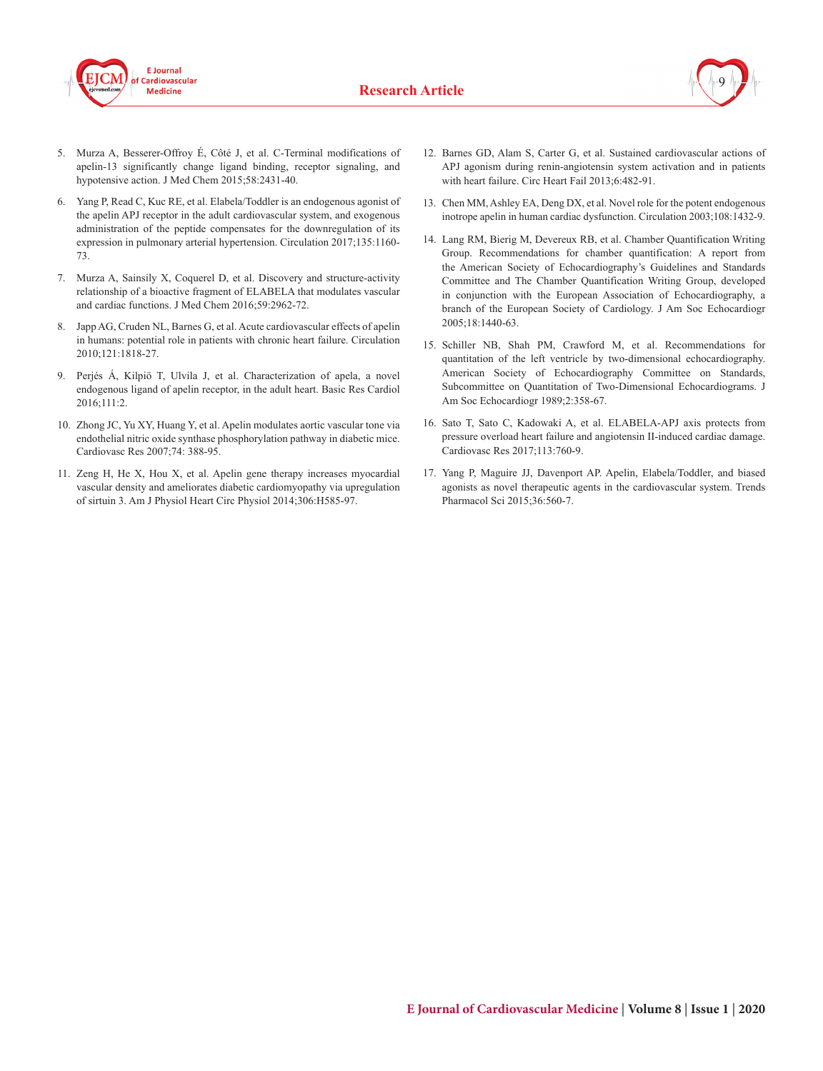5. Murza A, Besserer-Offroy É, Côté J, et al. C-Terminal modifications of apelin-13 significantly change ligand binding, receptor signaling, and hypotensive action. J Med Chem 2015;58:2431-40.

6. Yang P, Read C, Kuc RE, et al. Elabela/Toddler is an endogenous agonist of the apelin APJ receptor in the adult cardiovascular system, and exogenous administration of the peptide compensates for the downregulation of its expression in pulmonary arterial hypertension. Circulation 2017;135:1160-73.

7. Murza A, Sainsily X, Coquerel D, et al. Discovery and structure-activity relationship of a bioactive fragment of ELABELA that modulates vascular and cardiac functions. J Med Chem 2016;59:2962-72.

8. Japp AG, Cruden NL, Barnes G, et al. Acute cardiovascular effects of apelin in humans: potential role in patients with chronic heart failure. Circulation 2010;121:1818-27.

9. Perjés Á, Kilpiö T, Ulvila J, et al. Characterization of apela, a novel endogenous ligand of apelin receptor, in the adult heart. Basic Res Cardiol 2016;111:2.

10. Zhong JC, Yu XY, Huang Y, et al. Apelin modulates aortic vascular tone via endothelial nitric oxide synthase phosphorylation pathway in diabetic mice. Cardiovasc Res 2007;74: 388-95.

11. Zeng H, He X, Hou X, et al. Apelin gene therapy increases myocardial vascular density and ameliorates diabetic cardiomyopathy via upregulation of sirtuin 3. Am J Physiol Heart Circ Physiol 2014;306:H585-97.

12. Barnes GD, Alam S, Carter G, et al. Sustained cardiovascular actions of APJ agonism during renin-angiotensin system activation and in patients with heart failure. Circ Heart Fail 2013;6:482-91.

13. Chen MM, Ashley EA, Deng DX, et al. Novel role for the potent endogenous inotrope apelin in human cardiac dysfunction. Circulation 2003;108:1432-9.

14. Lang RM, Bierig M, Devereux RB, et al. Chamber Quantification Writing Group. Recommendations for chamber quantification: A report from the American Society of Echocardiography's Guidelines and Standards Committee and The Chamber Quantification Writing Group, developed in conjunction with the European Association of Echocardiography, a branch of the European Society of Cardiology. J Am Soc Echocardiogr 2005;18:1440-63.

15. Schiller NB, Shah PM, Crawford M, et al. Recommendations for quantitation of the left ventricle by two-dimensional echocardiography. American Society of Echocardiography Committee on Standards, Subcommittee on Quantitation of Two-Dimensional Echocardiograms. J Am Soc Echocardiogr 1989;2:358-67.

16. Sato T, Sato C, Kadowaki A, et al. ELABELA-APJ axis protects from pressure overload heart failure and angiotensin II-induced cardiac damage. Cardiovasc Res 2017;113:760-9.

17. Yang P, Maguire JJ, Davenport AP. Apelin, Elabela/Toddler, and biased agonists as novel therapeutic agents in the cardiovascular system. Trends Pharmacol Sci 2015;36:560-7.